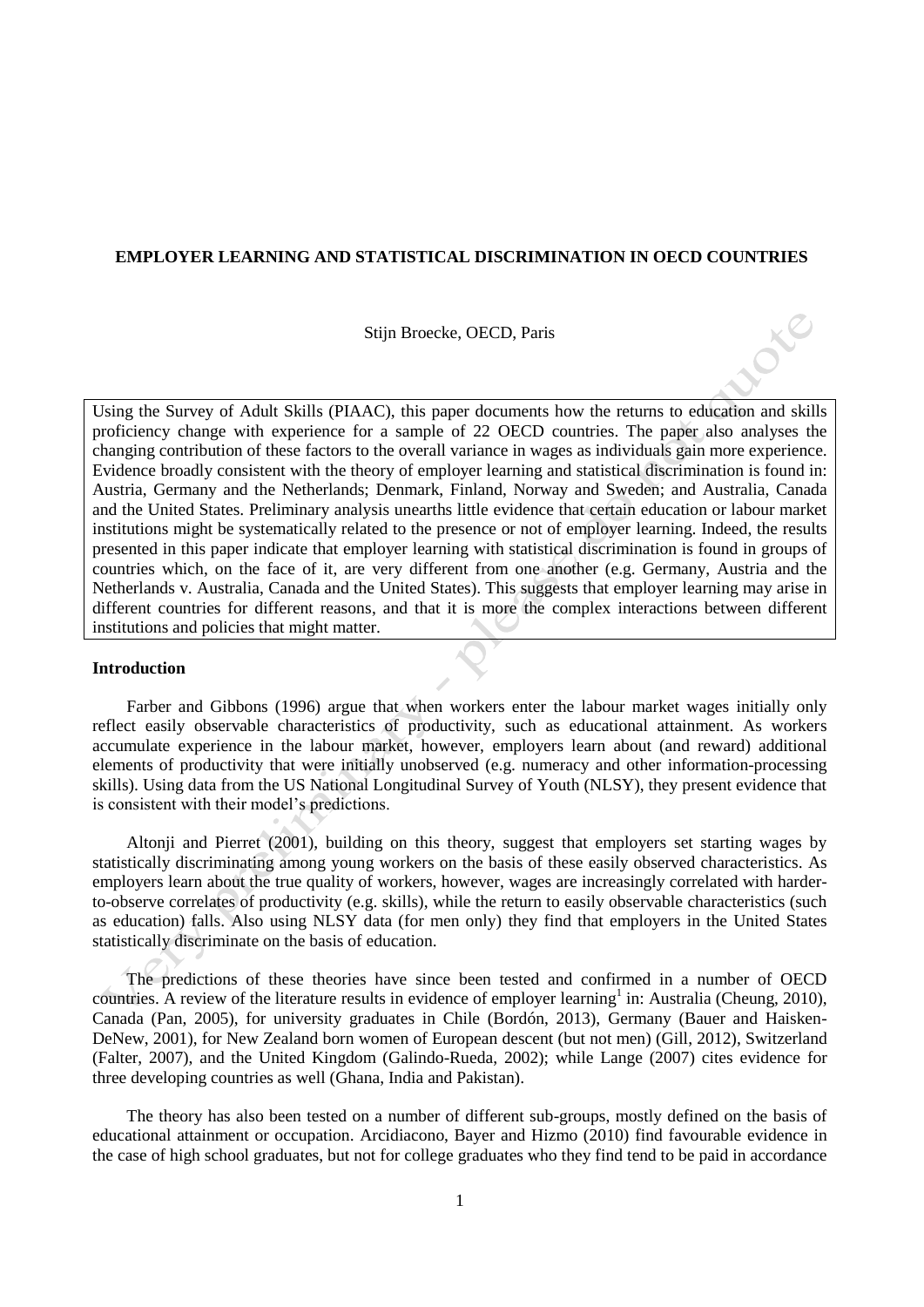**EMPLOYER LEARNING AND STATISTICAL DISCRIMINATION IN OECD COUNTRIES**

Stijn Broecke, OECD, Paris

Using the Survey of Adult Skills (PIAAC), this paper documents how the returns to education and skills proficiency change with experience for a sample of 22 OECD countries. The paper also analyses the changing contribution of these factors to the overall variance in wages as individuals gain more experience. Evidence broadly consistent with the theory of employer learning and statistical discrimination is found in: Austria, Germany and the Netherlands; Denmark, Finland, Norway and Sweden; and Australia, Canada and the United States. Preliminary analysis unearths little evidence that certain education or labour market institutions might be systematically related to the presence or not of employer learning. Indeed, the results presented in this paper indicate that employer learning with statistical discrimination is found in groups of countries which, on the face of it, are very different from one another (e.g. Germany, Austria and the Netherlands v. Australia, Canada and the United States). This suggests that employer learning may arise in different countries for different reasons, and that it is more the complex interactions between different institutions and policies that might matter.

**Introduction**

Farber and Gibbons (1996) argue that when workers enter the labour market wages initially only reflect easily observable characteristics of productivity, such as educational attainment. As workers accumulate experience in the labour market, however, employers learn about (and reward) additional elements of productivity that were initially unobserved (e.g. numeracy and other information-processing skills). Using data from the US National Longitudinal Survey of Youth (NLSY), they present evidence that is consistent with their model's predictions.

Altonji and Pierret (2001), building on this theory, suggest that employers set starting wages by statistically discriminating among young workers on the basis of these easily observed characteristics. As employers learn about the true quality of workers, however, wages are increasingly correlated with harder-to-observe correlates of productivity (e.g. skills), while the return to easily observable characteristics (such as education) falls. Also using NLSY data (for men only) they find that employers in the United States statistically discriminate on the basis of education.

The predictions of these theories have since been tested and confirmed in a number of OECD countries. A review of the literature results in evidence of employer learning[1] in: Australia (Cheung, 2010), Canada (Pan, 2005), for university graduates in Chile (Bordón, 2013), Germany (Bauer and Haisken-DeNew, 2001), for New Zealand born women of European descent (but not men) (Gill, 2012), Switzerland (Falter, 2007), and the United Kingdom (Galindo-Rueda, 2002); while Lange (2007) cites evidence for three developing countries as well (Ghana, India and Pakistan).

The theory has also been tested on a number of different sub-groups, mostly defined on the basis of educational attainment or occupation. Arcidiacono, Bayer and Hizmo (2010) find favourable evidence in the case of high school graduates, but not for college graduates who they find tend to be paid in accordance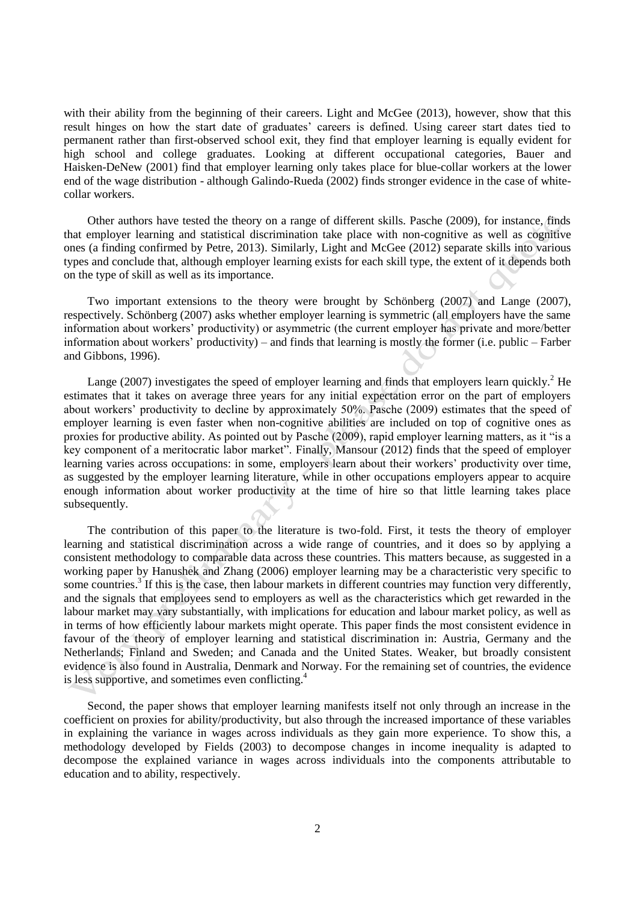with their ability from the beginning of their careers. Light and McGee (2013), however, show that this result hinges on how the start date of graduates' careers is defined. Using career start dates tied to permanent rather than first-observed school exit, they find that employer learning is equally evident for high school and college graduates. Looking at different occupational categories, Bauer and Haisken-DeNew (2001) find that employer learning only takes place for blue-collar workers at the lower end of the wage distribution - although Galindo-Rueda (2002) finds stronger evidence in the case of white-collar workers.

Other authors have tested the theory on a range of different skills. Pasche (2009), for instance, finds that employer learning and statistical discrimination take place with non-cognitive as well as cognitive ones (a finding confirmed by Petre, 2013). Similarly, Light and McGee (2012) separate skills into various types and conclude that, although employer learning exists for each skill type, the extent of it depends both on the type of skill as well as its importance.

Two important extensions to the theory were brought by Schönberg (2007) and Lange (2007), respectively. Schönberg (2007) asks whether employer learning is symmetric (all employers have the same information about workers' productivity) or asymmetric (the current employer has private and more/better information about workers' productivity) – and finds that learning is mostly the former (i.e. public – Farber and Gibbons, 1996).

Lange (2007) investigates the speed of employer learning and finds that employers learn quickly.[2] He estimates that it takes on average three years for any initial expectation error on the part of employers about workers' productivity to decline by approximately 50%. Pasche (2009) estimates that the speed of employer learning is even faster when non-cognitive abilities are included on top of cognitive ones as proxies for productive ability. As pointed out by Pasche (2009), rapid employer learning matters, as it "is a key component of a meritocratic labor market". Finally, Mansour (2012) finds that the speed of employer learning varies across occupations: in some, employers learn about their workers' productivity over time, as suggested by the employer learning literature, while in other occupations employers appear to acquire enough information about worker productivity at the time of hire so that little learning takes place subsequently.

The contribution of this paper to the literature is two-fold. First, it tests the theory of employer learning and statistical discrimination across a wide range of countries, and it does so by applying a consistent methodology to comparable data across these countries. This matters because, as suggested in a working paper by Hanushek and Zhang (2006) employer learning may be a characteristic very specific to some countries.[3] If this is the case, then labour markets in different countries may function very differently, and the signals that employees send to employers as well as the characteristics which get rewarded in the labour market may vary substantially, with implications for education and labour market policy, as well as in terms of how efficiently labour markets might operate. This paper finds the most consistent evidence in favour of the theory of employer learning and statistical discrimination in: Austria, Germany and the Netherlands; Finland and Sweden; and Canada and the United States. Weaker, but broadly consistent evidence is also found in Australia, Denmark and Norway. For the remaining set of countries, the evidence is less supportive, and sometimes even conflicting.[4]

Second, the paper shows that employer learning manifests itself not only through an increase in the coefficient on proxies for ability/productivity, but also through the increased importance of these variables in explaining the variance in wages across individuals as they gain more experience. To show this, a methodology developed by Fields (2003) to decompose changes in income inequality is adapted to decompose the explained variance in wages across individuals into the components attributable to education and to ability, respectively.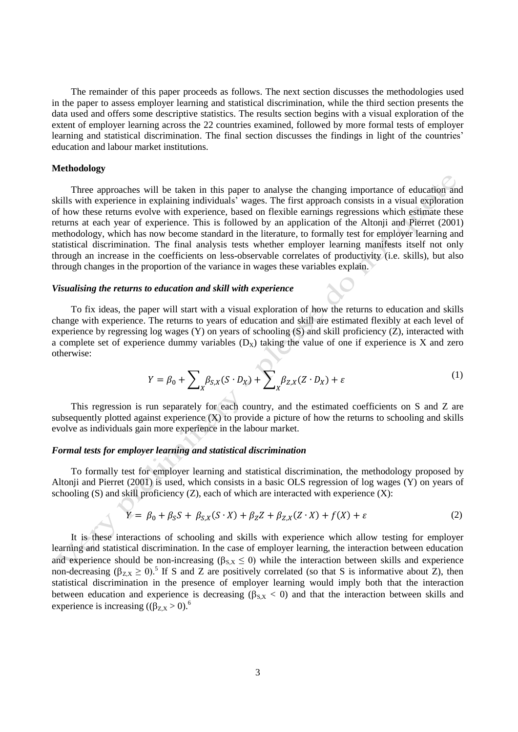The remainder of this paper proceeds as follows. The next section discusses the methodologies used in the paper to assess employer learning and statistical discrimination, while the third section presents the data used and offers some descriptive statistics. The results section begins with a visual exploration of the extent of employer learning across the 22 countries examined, followed by more formal tests of employer learning and statistical discrimination. The final section discusses the findings in light of the countries' education and labour market institutions.

**Methodology**

Three approaches will be taken in this paper to analyse the changing importance of education and skills with experience in explaining individuals' wages. The first approach consists in a visual exploration of how these returns evolve with experience, based on flexible earnings regressions which estimate these returns at each year of experience. This is followed by an application of the Altonji and Pierret (2001) methodology, which has now become standard in the literature, to formally test for employer learning and statistical discrimination. The final analysis tests whether employer learning manifests itself not only through an increase in the coefficients on less-observable correlates of productivity (i.e. skills), but also through changes in the proportion of the variance in wages these variables explain.

***Visualising the returns to education and skill with experience***

To fix ideas, the paper will start with a visual exploration of how the returns to education and skills change with experience. The returns to years of education and skill are estimated flexibly at each level of experience by regressing log wages (Y) on years of schooling (S) and skill proficiency (Z), interacted with a complete set of experience dummy variables ($D_X$) taking the value of one if experience is X and zero otherwise:

$$Y = \beta_0 + \sum_X \beta_{S,X}(S \cdot D_X) + \sum_X \beta_{Z,X}(Z \cdot D_X) + \varepsilon \tag{1}$$

This regression is run separately for each country, and the estimated coefficients on S and Z are subsequently plotted against experience (X) to provide a picture of how the returns to schooling and skills evolve as individuals gain more experience in the labour market.

***Formal tests for employer learning and statistical discrimination***

To formally test for employer learning and statistical discrimination, the methodology proposed by Altonji and Pierret (2001) is used, which consists in a basic OLS regression of log wages (Y) on years of schooling (S) and skill proficiency (Z), each of which are interacted with experience (X):

$$Y = \beta_0 + \beta_S S + \beta_{S,X}(S \cdot X) + \beta_Z Z + \beta_{Z,X}(Z \cdot X) + f(X) + \varepsilon \tag{2}$$

It is these interactions of schooling and skills with experience which allow testing for employer learning and statistical discrimination. In the case of employer learning, the interaction between education and experience should be non-increasing ($\beta_{S,X} \leq 0$) while the interaction between skills and experience non-decreasing ($\beta_{Z,X} \geq 0$).[5] If S and Z are positively correlated (so that S is informative about Z), then statistical discrimination in the presence of employer learning would imply both that the interaction between education and experience is decreasing ($\beta_{S,X} < 0$) and that the interaction between skills and experience is increasing (($\beta_{Z,X} > 0$).[6]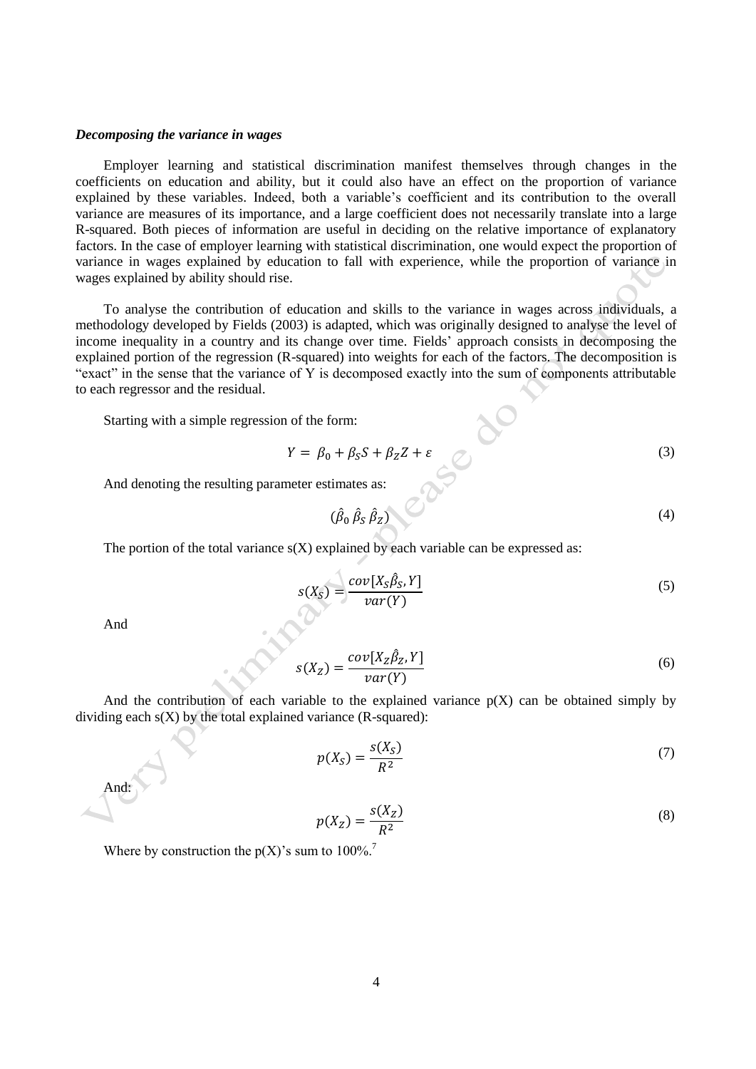***Decomposing the variance in wages***

Employer learning and statistical discrimination manifest themselves through changes in the coefficients on education and ability, but it could also have an effect on the proportion of variance explained by these variables. Indeed, both a variable's coefficient and its contribution to the overall variance are measures of its importance, and a large coefficient does not necessarily translate into a large R-squared. Both pieces of information are useful in deciding on the relative importance of explanatory factors. In the case of employer learning with statistical discrimination, one would expect the proportion of variance in wages explained by education to fall with experience, while the proportion of variance in wages explained by ability should rise.

To analyse the contribution of education and skills to the variance in wages across individuals, a methodology developed by Fields (2003) is adapted, which was originally designed to analyse the level of income inequality in a country and its change over time. Fields' approach consists in decomposing the explained portion of the regression (R-squared) into weights for each of the factors. The decomposition is "exact" in the sense that the variance of Y is decomposed exactly into the sum of components attributable to each regressor and the residual.

Starting with a simple regression of the form:

$$Y = \beta_0 + \beta_S S + \beta_Z Z + \varepsilon \tag{3}$$

And denoting the resulting parameter estimates as:

$$(\hat{\beta}_0 \; \hat{\beta}_S \; \hat{\beta}_Z) \tag{4}$$

The portion of the total variance s(X) explained by each variable can be expressed as:

$$s(X_S) = \frac{cov[X_S\hat{\beta}_S, Y]}{var(Y)} \tag{5}$$

And

$$s(X_Z) = \frac{cov[X_Z\hat{\beta}_Z, Y]}{var(Y)} \tag{6}$$

And the contribution of each variable to the explained variance p(X) can be obtained simply by dividing each s(X) by the total explained variance (R-squared):

$$p(X_S) = \frac{s(X_S)}{R^2} \tag{7}$$

And:

$$p(X_Z) = \frac{s(X_Z)}{R^2} \tag{8}$$

Where by construction the p(X)'s sum to 100%.[7]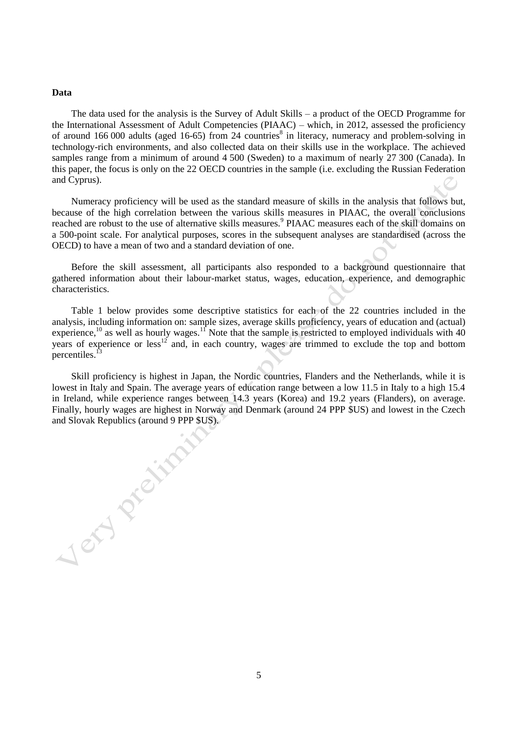**Data**

The data used for the analysis is the Survey of Adult Skills – a product of the OECD Programme for the International Assessment of Adult Competencies (PIAAC) – which, in 2012, assessed the proficiency of around 166 000 adults (aged 16-65) from 24 countries[8] in literacy, numeracy and problem-solving in technology-rich environments, and also collected data on their skills use in the workplace. The achieved samples range from a minimum of around 4 500 (Sweden) to a maximum of nearly 27 300 (Canada). In this paper, the focus is only on the 22 OECD countries in the sample (i.e. excluding the Russian Federation and Cyprus).

Numeracy proficiency will be used as the standard measure of skills in the analysis that follows but, because of the high correlation between the various skills measures in PIAAC, the overall conclusions reached are robust to the use of alternative skills measures.[9] PIAAC measures each of the skill domains on a 500-point scale. For analytical purposes, scores in the subsequent analyses are standardised (across the OECD) to have a mean of two and a standard deviation of one.

Before the skill assessment, all participants also responded to a background questionnaire that gathered information about their labour-market status, wages, education, experience, and demographic characteristics.

Table 1 below provides some descriptive statistics for each of the 22 countries included in the analysis, including information on: sample sizes, average skills proficiency, years of education and (actual) experience,[10] as well as hourly wages.[11] Note that the sample is restricted to employed individuals with 40 years of experience or less[12] and, in each country, wages are trimmed to exclude the top and bottom percentiles.[13]

Skill proficiency is highest in Japan, the Nordic countries, Flanders and the Netherlands, while it is lowest in Italy and Spain. The average years of education range between a low 11.5 in Italy to a high 15.4 in Ireland, while experience ranges between 14.3 years (Korea) and 19.2 years (Flanders), on average. Finally, hourly wages are highest in Norway and Denmark (around 24 PPP $US) and lowest in the Czech and Slovak Republics (around 9 PPP $US).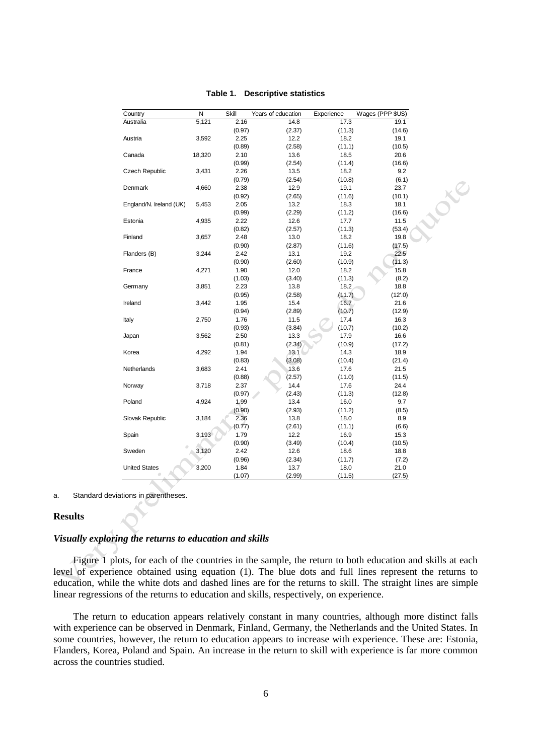**Table 1. Descriptive statistics**

| Country | N | Skill | Years of education | Experience | Wages (PPP $US) |
|---|---|---|---|---|---|
| Australia | 5,121 | 2.16 | 14.8 | 17.3 | 19.1 |
| | | (0.97) | (2.37) | (11.3) | (14.6) |
| Austria | 3,592 | 2.25 | 12.2 | 18.2 | 19.1 |
| | | (0.89) | (2.58) | (11.1) | (10.5) |
| Canada | 18,320 | 2.10 | 13.6 | 18.5 | 20.6 |
| | | (0.99) | (2.54) | (11.4) | (16.6) |
| Czech Republic | 3,431 | 2.26 | 13.5 | 18.2 | 9.2 |
| | | (0.79) | (2.54) | (10.8) | (6.1) |
| Denmark | 4,660 | 2.38 | 12.9 | 19.1 | 23.7 |
| | | (0.92) | (2.65) | (11.6) | (10.1) |
| England/N. Ireland (UK) | 5,453 | 2.05 | 13.2 | 18.3 | 18.1 |
| | | (0.99) | (2.29) | (11.2) | (16.6) |
| Estonia | 4,935 | 2.22 | 12.6 | 17.7 | 11.5 |
| | | (0.82) | (2.57) | (11.3) | (53.4) |
| Finland | 3,657 | 2.48 | 13.0 | 18.2 | 19.8 |
| | | (0.90) | (2.87) | (11.6) | (17.5) |
| Flanders (B) | 3,244 | 2.42 | 13.1 | 19.2 | 22.5 |
| | | (0.90) | (2.60) | (10.9) | (11.3) |
| France | 4,271 | 1.90 | 12.0 | 18.2 | 15.8 |
| | | (1.03) | (3.40) | (11.3) | (8.2) |
| Germany | 3,851 | 2.23 | 13.8 | 18.2 | 18.8 |
| | | (0.95) | (2.58) | (11.7) | (12'.0) |
| Ireland | 3,442 | 1.95 | 15.4 | 16.7 | 21.6 |
| | | (0.94) | (2.89) | (10.7) | (12.9) |
| Italy | 2,750 | 1.76 | 11.5 | 17.4 | 16.3 |
| | | (0.93) | (3.84) | (10.7) | (10.2) |
| Japan | 3,562 | 2.50 | 13.3 | 17.9 | 16.6 |
| | | (0.81) | (2.34) | (10.9) | (17.2) |
| Korea | 4,292 | 1.94 | 13.1 | 14.3 | 18.9 |
| | | (0.83) | (3.08) | (10.4) | (21.4) |
| Netherlands | 3,683 | 2.41 | 13.6 | 17.6 | 21.5 |
| | | (0.88) | (2.57) | (11.0) | (11.5) |
| Norway | 3,718 | 2.37 | 14.4 | 17.6 | 24.4 |
| | | (0.97) | (2.43) | (11.3) | (12.8) |
| Poland | 4,924 | 1.99 | 13.4 | 16.0 | 9.7 |
| | | (0.90) | (2.93) | (11.2) | (8.5) |
| Slovak Republic | 3,184 | 2.36 | 13.8 | 18.0 | 8.9 |
| | | (0.77) | (2.61) | (11.1) | (6.6) |
| Spain | 3,193 | 1.79 | 12.2 | 16.9 | 15.3 |
| | | (0.90) | (3.49) | (10.4) | (10.5) |
| Sweden | 3,120 | 2.42 | 12.6 | 18.6 | 18.8 |
| | | (0.96) | (2.34) | (11.7) | (7.2) |
| United States | 3,200 | 1.84 | 13.7 | 18.0 | 21.0 |
| | | (1.07) | (2.99) | (11.5) | (27.5) |

a. Standard deviations in parentheses.

## Results

### *Visually exploring the returns to education and skills*

Figure 1 plots, for each of the countries in the sample, the return to both education and skills at each level of experience obtained using equation (1). The blue dots and full lines represent the returns to education, while the white dots and dashed lines are for the returns to skill. The straight lines are simple linear regressions of the returns to education and skills, respectively, on experience.

The return to education appears relatively constant in many countries, although more distinct falls with experience can be observed in Denmark, Finland, Germany, the Netherlands and the United States. In some countries, however, the return to education appears to increase with experience. These are: Estonia, Flanders, Korea, Poland and Spain. An increase in the return to skill with experience is far more common across the countries studied.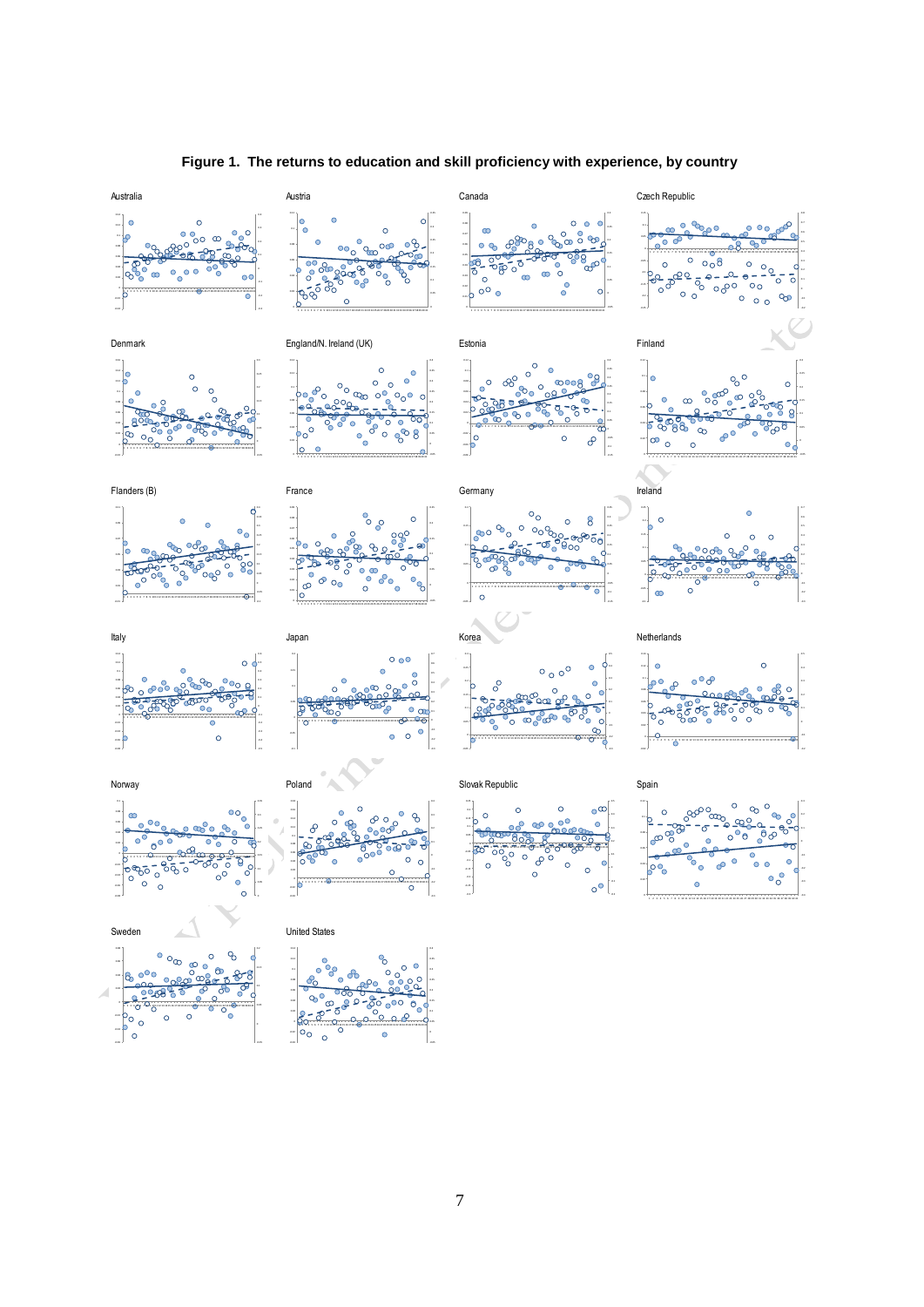**Figure 1. The returns to education and skill proficiency with experience, by country**

Australia

Austria

Canada

Czech Republic

Denmark

England/N. Ireland (UK)

Estonia

Finland

Flanders (B)

France

Germany

Ireland

Italy

Japan

Korea

Netherlands

Norway

Poland

Slovak Republic

Spain

Sweden

United States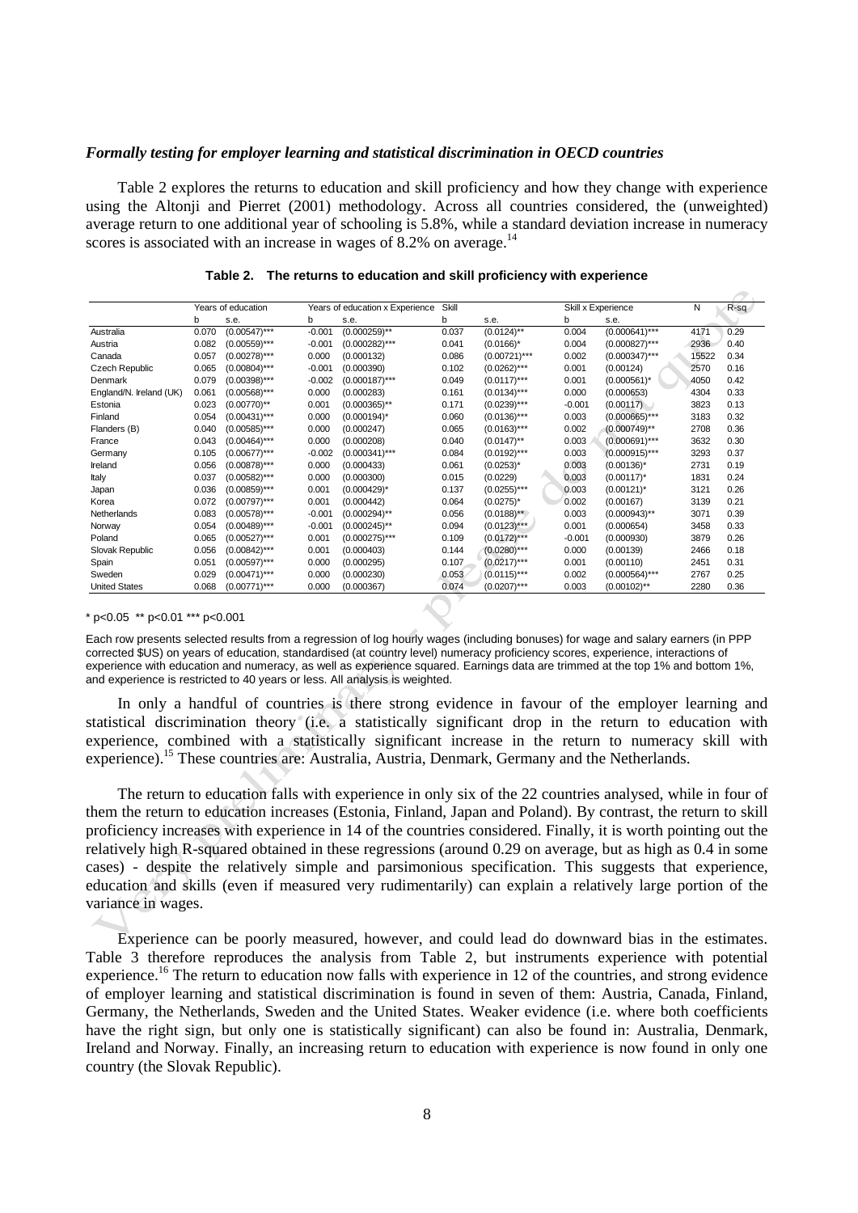*__Formally testing for employer learning and statistical discrimination in OECD countries__*

Table 2 explores the returns to education and skill proficiency and how they change with experience using the Altonji and Pierret (2001) methodology. Across all countries considered, the (unweighted) average return to one additional year of schooling is 5.8%, while a standard deviation increase in numeracy scores is associated with an increase in wages of 8.2% on average.[14]

**Table 2. The returns to education and skill proficiency with experience**

| | Years of education | | Years of education x Experience | | Skill | | Skill x Experience | | N | R-sq |
|---|---|---|---|---|---|---|---|---|---|---|
| | b | s.e. | b | s.e. | b | s.e. | b | s.e. | | |
| Australia | 0.070 | (0.00547)*** | -0.001 | (0.000259)** | 0.037 | (0.0124)** | 0.004 | (0.000641)*** | 4171 | 0.29 |
| Austria | 0.082 | (0.00559)*** | -0.001 | (0.000282)*** | 0.041 | (0.0166)* | 0.004 | (0.000827)*** | 2936 | 0.40 |
| Canada | 0.057 | (0.00278)*** | 0.000 | (0.000132) | 0.086 | (0.00721)*** | 0.002 | (0.000347)*** | 15522 | 0.34 |
| Czech Republic | 0.065 | (0.00804)*** | -0.001 | (0.000390) | 0.102 | (0.0262)*** | 0.001 | (0.00124) | 2570 | 0.16 |
| Denmark | 0.079 | (0.00398)*** | -0.002 | (0.000187)*** | 0.049 | (0.0117)*** | 0.001 | (0.000561)* | 4050 | 0.42 |
| England/N. Ireland (UK) | 0.061 | (0.00568)*** | 0.000 | (0.000283) | 0.161 | (0.0134)*** | 0.000 | (0.000653) | 4304 | 0.33 |
| Estonia | 0.023 | (0.00770)** | 0.001 | (0.000365)** | 0.171 | (0.0239)*** | -0.001 | (0.00117) | 3823 | 0.13 |
| Finland | 0.054 | (0.00431)*** | 0.000 | (0.000194)* | 0.060 | (0.0136)*** | 0.003 | (0.000665)*** | 3183 | 0.32 |
| Flanders (B) | 0.040 | (0.00585)*** | 0.000 | (0.000247) | 0.065 | (0.0163)*** | 0.002 | (0.000749)** | 2708 | 0.36 |
| France | 0.043 | (0.00464)*** | 0.000 | (0.000208) | 0.040 | (0.0147)** | 0.003 | (0.000691)*** | 3632 | 0.30 |
| Germany | 0.105 | (0.00677)*** | -0.002 | (0.000341)*** | 0.084 | (0.0192)*** | 0.003 | (0.000915)*** | 3293 | 0.37 |
| Ireland | 0.056 | (0.00878)*** | 0.000 | (0.000433) | 0.061 | (0.0253)* | 0.003 | (0.00136)* | 2731 | 0.19 |
| Italy | 0.037 | (0.00582)*** | 0.000 | (0.000300) | 0.015 | (0.0229) | 0.003 | (0.00117)* | 1831 | 0.24 |
| Japan | 0.036 | (0.00859)*** | 0.001 | (0.000429)* | 0.137 | (0.0255)*** | 0.003 | (0.00121)* | 3121 | 0.26 |
| Korea | 0.072 | (0.00797)*** | 0.001 | (0.000442) | 0.064 | (0.0275)* | 0.002 | (0.00167) | 3139 | 0.21 |
| Netherlands | 0.083 | (0.00578)*** | -0.001 | (0.000294)** | 0.056 | (0.0188)** | 0.003 | (0.000943)** | 3071 | 0.39 |
| Norway | 0.054 | (0.00489)*** | -0.001 | (0.000245)** | 0.094 | (0.0123)*** | 0.001 | (0.000654) | 3458 | 0.33 |
| Poland | 0.065 | (0.00527)*** | 0.001 | (0.000275)*** | 0.109 | (0.0172)*** | -0.001 | (0.000930) | 3879 | 0.26 |
| Slovak Republic | 0.056 | (0.00842)*** | 0.001 | (0.000403) | 0.144 | (0.0280)*** | 0.000 | (0.00139) | 2466 | 0.18 |
| Spain | 0.051 | (0.00597)*** | 0.000 | (0.000295) | 0.107 | (0.0217)*** | 0.001 | (0.00110) | 2451 | 0.31 |
| Sweden | 0.029 | (0.00471)*** | 0.000 | (0.000230) | 0.053 | (0.0115)*** | 0.002 | (0.000564)*** | 2767 | 0.25 |
| United States | 0.068 | (0.00771)*** | 0.000 | (0.000367) | 0.074 | (0.0207)*** | 0.003 | (0.00102)** | 2280 | 0.36 |

\* p<0.05 ** p<0.01 *** p<0.001

Each row presents selected results from a regression of log hourly wages (including bonuses) for wage and salary earners (in PPP corrected $US) on years of education, standardised (at country level) numeracy proficiency scores, experience, interactions of experience with education and numeracy, as well as experience squared. Earnings data are trimmed at the top 1% and bottom 1%, and experience is restricted to 40 years or less. All analysis is weighted.

In only a handful of countries is there strong evidence in favour of the employer learning and statistical discrimination theory (i.e. a statistically significant drop in the return to education with experience, combined with a statistically significant increase in the return to numeracy skill with experience).[15] These countries are: Australia, Austria, Denmark, Germany and the Netherlands.

The return to education falls with experience in only six of the 22 countries analysed, while in four of them the return to education increases (Estonia, Finland, Japan and Poland). By contrast, the return to skill proficiency increases with experience in 14 of the countries considered. Finally, it is worth pointing out the relatively high R-squared obtained in these regressions (around 0.29 on average, but as high as 0.4 in some cases) - despite the relatively simple and parsimonious specification. This suggests that experience, education and skills (even if measured very rudimentarily) can explain a relatively large portion of the variance in wages.

Experience can be poorly measured, however, and could lead do downward bias in the estimates. Table 3 therefore reproduces the analysis from Table 2, but instruments experience with potential experience.[16] The return to education now falls with experience in 12 of the countries, and strong evidence of employer learning and statistical discrimination is found in seven of them: Austria, Canada, Finland, Germany, the Netherlands, Sweden and the United States. Weaker evidence (i.e. where both coefficients have the right sign, but only one is statistically significant) can also be found in: Australia, Denmark, Ireland and Norway. Finally, an increasing return to education with experience is now found in only one country (the Slovak Republic).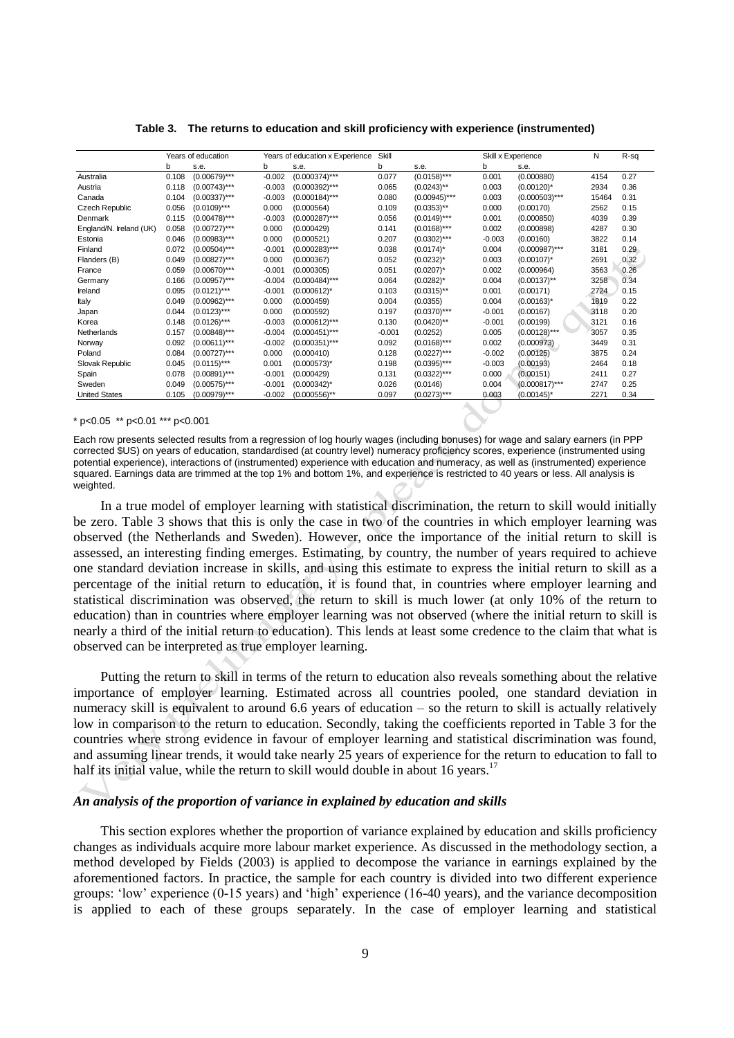**Table 3. The returns to education and skill proficiency with experience (instrumented)**

| | Years of education | | Years of education x Experience | | Skill | | Skill x Experience | | N | R-sq |
|---|---|---|---|---|---|---|---|---|---|---|
| | b | s.e. | b | s.e. | b | s.e. | b | s.e. | | |
| Australia | 0.108 | (0.00679)*** | -0.002 | (0.000374)*** | 0.077 | (0.0158)*** | 0.001 | (0.000880) | 4154 | 0.27 |
| Austria | 0.118 | (0.00743)*** | -0.003 | (0.000392)*** | 0.065 | (0.0243)** | 0.003 | (0.00120)* | 2934 | 0.36 |
| Canada | 0.104 | (0.00337)*** | -0.003 | (0.000184)*** | 0.080 | (0.00945)*** | 0.003 | (0.000503)*** | 15464 | 0.31 |
| Czech Republic | 0.056 | (0.0109)*** | 0.000 | (0.000564) | 0.109 | (0.0353)** | 0.000 | (0.00170) | 2562 | 0.15 |
| Denmark | 0.115 | (0.00478)*** | -0.003 | (0.000287)*** | 0.056 | (0.0149)*** | 0.001 | (0.000850) | 4039 | 0.39 |
| England/N. Ireland (UK) | 0.058 | (0.00727)*** | 0.000 | (0.000429) | 0.141 | (0.0168)*** | 0.002 | (0.000898) | 4287 | 0.30 |
| Estonia | 0.046 | (0.00983)*** | 0.000 | (0.000521) | 0.207 | (0.0302)*** | -0.003 | (0.00160) | 3822 | 0.14 |
| Finland | 0.072 | (0.00504)*** | -0.001 | (0.000283)*** | 0.038 | (0.0174)* | 0.004 | (0.000987)*** | 3181 | 0.29 |
| Flanders (B) | 0.049 | (0.00827)*** | 0.000 | (0.000367) | 0.052 | (0.0232)* | 0.003 | (0.00107)* | 2691 | 0.32 |
| France | 0.059 | (0.00670)*** | -0.001 | (0.000305) | 0.051 | (0.0207)* | 0.002 | (0.000964) | 3563 | 0.26 |
| Germany | 0.166 | (0.00957)*** | -0.004 | (0.000484)*** | 0.064 | (0.0282)* | 0.004 | (0.00137)** | 3258 | 0.34 |
| Ireland | 0.095 | (0.0121)*** | -0.001 | (0.000612)* | 0.103 | (0.0315)** | 0.001 | (0.00171) | 2724 | 0.15 |
| Italy | 0.049 | (0.00962)*** | 0.000 | (0.000459) | 0.004 | (0.0355) | 0.004 | (0.00163)* | 1819 | 0.22 |
| Japan | 0.044 | (0.0123)*** | 0.000 | (0.000592) | 0.197 | (0.0370)*** | -0.001 | (0.00167) | 3118 | 0.20 |
| Korea | 0.148 | (0.0126)*** | -0.003 | (0.000612)*** | 0.130 | (0.0420)** | -0.001 | (0.00199) | 3121 | 0.16 |
| Netherlands | 0.157 | (0.00848)*** | -0.004 | (0.000451)*** | -0.001 | (0.0252) | 0.005 | (0.00128)*** | 3057 | 0.35 |
| Norway | 0.092 | (0.00611)*** | -0.002 | (0.000351)*** | 0.092 | (0.0168)*** | 0.002 | (0.000973) | 3449 | 0.31 |
| Poland | 0.084 | (0.00727)*** | 0.000 | (0.000410) | 0.128 | (0.0227)*** | -0.002 | (0.00125) | 3875 | 0.24 |
| Slovak Republic | 0.045 | (0.0115)*** | 0.001 | (0.000573)* | 0.198 | (0.0395)*** | -0.003 | (0.00193) | 2464 | 0.18 |
| Spain | 0.078 | (0.00891)*** | -0.001 | (0.000429) | 0.131 | (0.0322)*** | 0.000 | (0.00151) | 2411 | 0.27 |
| Sweden | 0.049 | (0.00575)*** | -0.001 | (0.000342)* | 0.026 | (0.0146) | 0.004 | (0.000817)*** | 2747 | 0.25 |
| United States | 0.105 | (0.00979)*** | -0.002 | (0.000556)** | 0.097 | (0.0273)*** | 0.003 | (0.00145)* | 2271 | 0.34 |

\* p<0.05 ** p<0.01 *** p<0.001

Each row presents selected results from a regression of log hourly wages (including bonuses) for wage and salary earners (in PPP corrected $US) on years of education, standardised (at country level) numeracy proficiency scores, experience (instrumented using potential experience), interactions of (instrumented) experience with education and numeracy, as well as (instrumented) experience squared. Earnings data are trimmed at the top 1% and bottom 1%, and experience is restricted to 40 years or less. All analysis is weighted.

In a true model of employer learning with statistical discrimination, the return to skill would initially be zero. Table 3 shows that this is only the case in two of the countries in which employer learning was observed (the Netherlands and Sweden). However, once the importance of the initial return to skill is assessed, an interesting finding emerges. Estimating, by country, the number of years required to achieve one standard deviation increase in skills, and using this estimate to express the initial return to skill as a percentage of the initial return to education, it is found that, in countries where employer learning and statistical discrimination was observed, the return to skill is much lower (at only 10% of the return to education) than in countries where employer learning was not observed (where the initial return to skill is nearly a third of the initial return to education). This lends at least some credence to the claim that what is observed can be interpreted as true employer learning.

Putting the return to skill in terms of the return to education also reveals something about the relative importance of employer learning. Estimated across all countries pooled, one standard deviation in numeracy skill is equivalent to around 6.6 years of education – so the return to skill is actually relatively low in comparison to the return to education. Secondly, taking the coefficients reported in Table 3 for the countries where strong evidence in favour of employer learning and statistical discrimination was found, and assuming linear trends, it would take nearly 25 years of experience for the return to education to fall to half its initial value, while the return to skill would double in about 16 years.[17]

### *An analysis of the proportion of variance in explained by education and skills*

This section explores whether the proportion of variance explained by education and skills proficiency changes as individuals acquire more labour market experience. As discussed in the methodology section, a method developed by Fields (2003) is applied to decompose the variance in earnings explained by the aforementioned factors. In practice, the sample for each country is divided into two different experience groups: 'low' experience (0-15 years) and 'high' experience (16-40 years), and the variance decomposition is applied to each of these groups separately. In the case of employer learning and statistical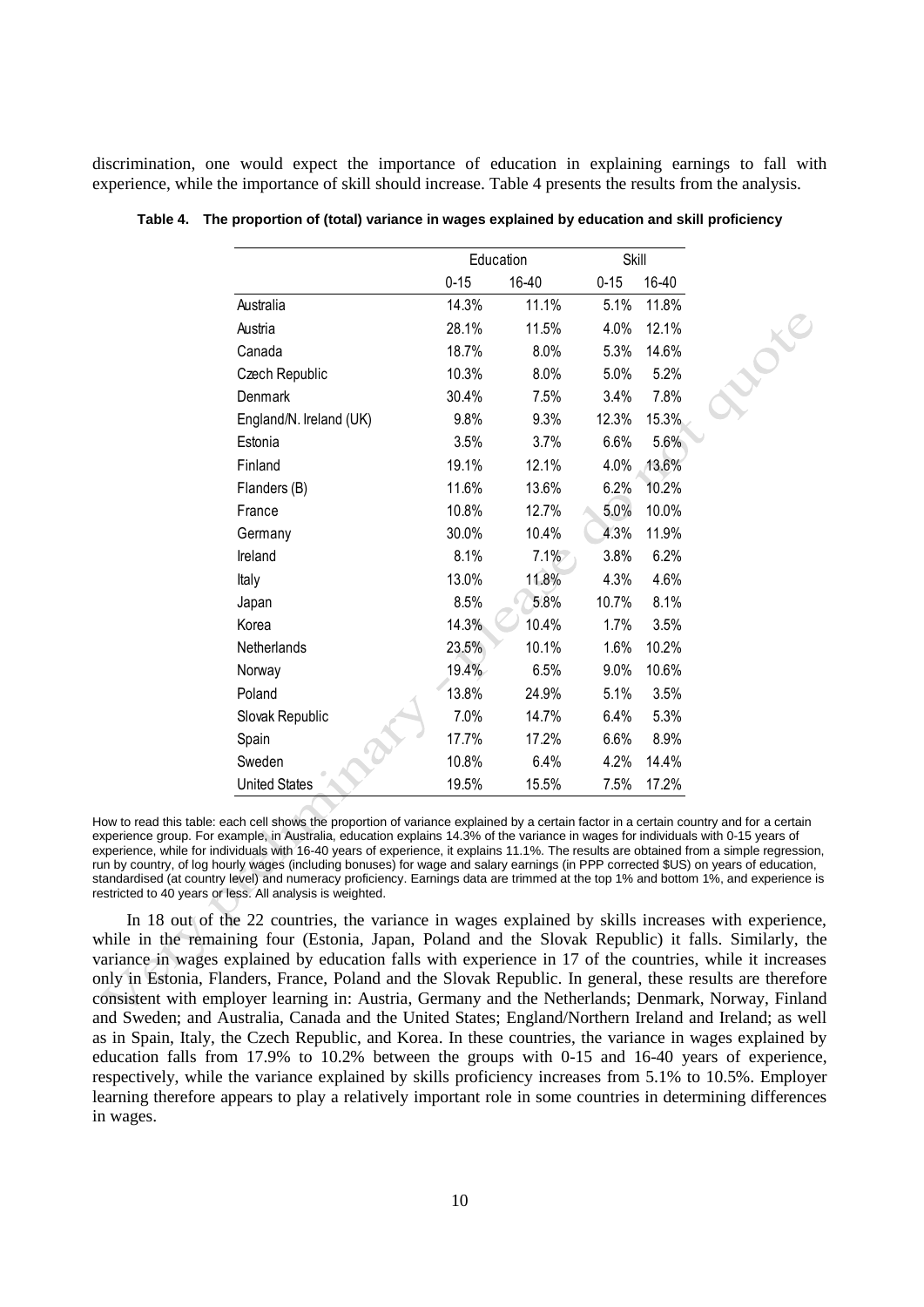discrimination, one would expect the importance of education in explaining earnings to fall with experience, while the importance of skill should increase. Table 4 presents the results from the analysis.

**Table 4. The proportion of (total) variance in wages explained by education and skill proficiency**

| | Education | | Skill | |
|---|---|---|---|---|
| | 0-15 | 16-40 | 0-15 | 16-40 |
| Australia | 14.3% | 11.1% | 5.1% | 11.8% |
| Austria | 28.1% | 11.5% | 4.0% | 12.1% |
| Canada | 18.7% | 8.0% | 5.3% | 14.6% |
| Czech Republic | 10.3% | 8.0% | 5.0% | 5.2% |
| Denmark | 30.4% | 7.5% | 3.4% | 7.8% |
| England/N. Ireland (UK) | 9.8% | 9.3% | 12.3% | 15.3% |
| Estonia | 3.5% | 3.7% | 6.6% | 5.6% |
| Finland | 19.1% | 12.1% | 4.0% | 13.6% |
| Flanders (B) | 11.6% | 13.6% | 6.2% | 10.2% |
| France | 10.8% | 12.7% | 5.0% | 10.0% |
| Germany | 30.0% | 10.4% | 4.3% | 11.9% |
| Ireland | 8.1% | 7.1% | 3.8% | 6.2% |
| Italy | 13.0% | 11.8% | 4.3% | 4.6% |
| Japan | 8.5% | 5.8% | 10.7% | 8.1% |
| Korea | 14.3% | 10.4% | 1.7% | 3.5% |
| Netherlands | 23.5% | 10.1% | 1.6% | 10.2% |
| Norway | 19.4% | 6.5% | 9.0% | 10.6% |
| Poland | 13.8% | 24.9% | 5.1% | 3.5% |
| Slovak Republic | 7.0% | 14.7% | 6.4% | 5.3% |
| Spain | 17.7% | 17.2% | 6.6% | 8.9% |
| Sweden | 10.8% | 6.4% | 4.2% | 14.4% |
| United States | 19.5% | 15.5% | 7.5% | 17.2% |

How to read this table: each cell shows the proportion of variance explained by a certain factor in a certain country and for a certain experience group. For example, in Australia, education explains 14.3% of the variance in wages for individuals with 0-15 years of experience, while for individuals with 16-40 years of experience, it explains 11.1%. The results are obtained from a simple regression, run by country, of log hourly wages (including bonuses) for wage and salary earnings (in PPP corrected $US) on years of education, standardised (at country level) and numeracy proficiency. Earnings data are trimmed at the top 1% and bottom 1%, and experience is restricted to 40 years or less. All analysis is weighted.

In 18 out of the 22 countries, the variance in wages explained by skills increases with experience, while in the remaining four (Estonia, Japan, Poland and the Slovak Republic) it falls. Similarly, the variance in wages explained by education falls with experience in 17 of the countries, while it increases only in Estonia, Flanders, France, Poland and the Slovak Republic. In general, these results are therefore consistent with employer learning in: Austria, Germany and the Netherlands; Denmark, Norway, Finland and Sweden; and Australia, Canada and the United States; England/Northern Ireland and Ireland; as well as in Spain, Italy, the Czech Republic, and Korea. In these countries, the variance in wages explained by education falls from 17.9% to 10.2% between the groups with 0-15 and 16-40 years of experience, respectively, while the variance explained by skills proficiency increases from 5.1% to 10.5%. Employer learning therefore appears to play a relatively important role in some countries in determining differences in wages.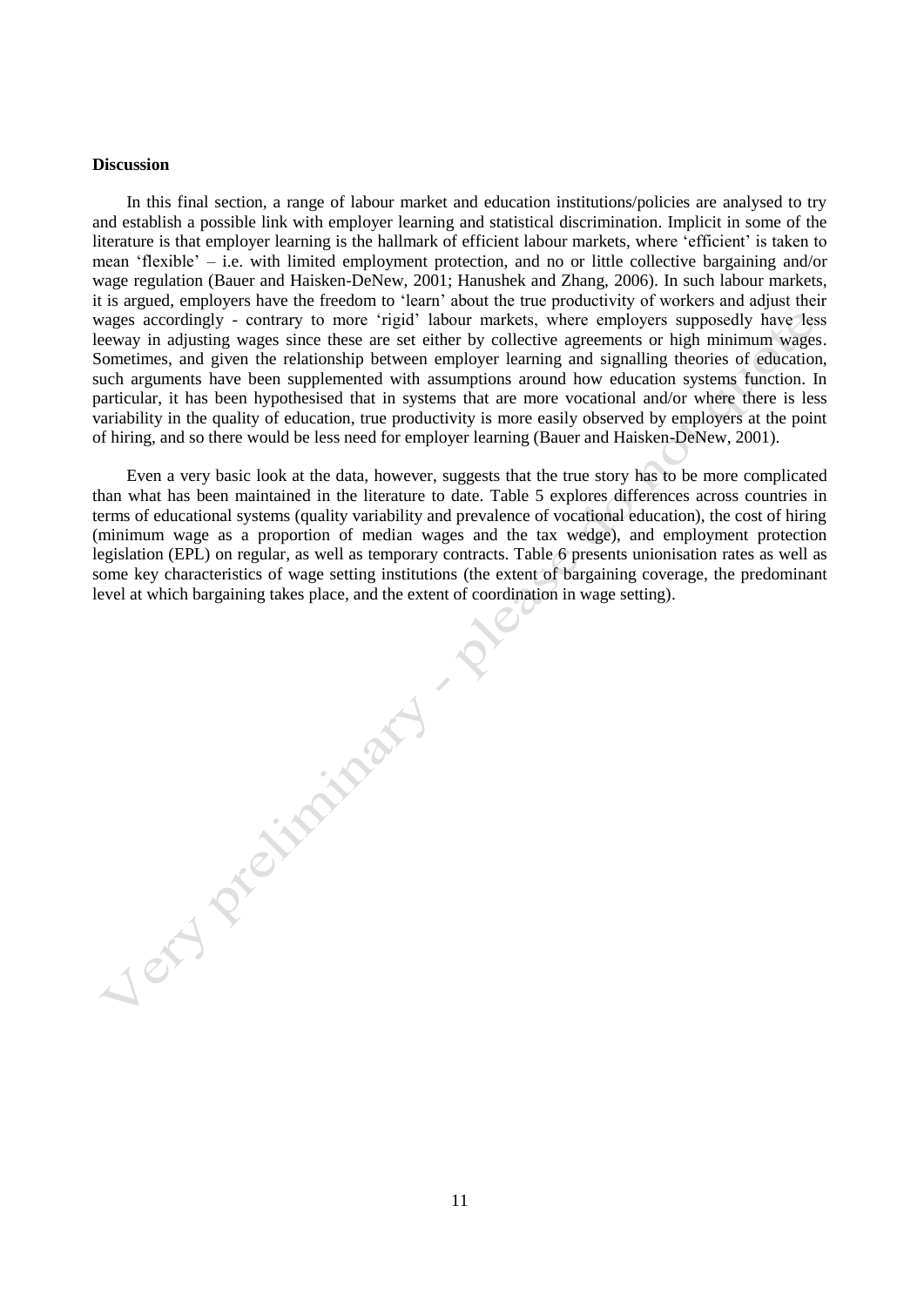**Discussion**

In this final section, a range of labour market and education institutions/policies are analysed to try and establish a possible link with employer learning and statistical discrimination. Implicit in some of the literature is that employer learning is the hallmark of efficient labour markets, where 'efficient' is taken to mean 'flexible' – i.e. with limited employment protection, and no or little collective bargaining and/or wage regulation (Bauer and Haisken-DeNew, 2001; Hanushek and Zhang, 2006). In such labour markets, it is argued, employers have the freedom to 'learn' about the true productivity of workers and adjust their wages accordingly - contrary to more 'rigid' labour markets, where employers supposedly have less leeway in adjusting wages since these are set either by collective agreements or high minimum wages. Sometimes, and given the relationship between employer learning and signalling theories of education, such arguments have been supplemented with assumptions around how education systems function. In particular, it has been hypothesised that in systems that are more vocational and/or where there is less variability in the quality of education, true productivity is more easily observed by employers at the point of hiring, and so there would be less need for employer learning (Bauer and Haisken-DeNew, 2001).

Even a very basic look at the data, however, suggests that the true story has to be more complicated than what has been maintained in the literature to date. Table 5 explores differences across countries in terms of educational systems (quality variability and prevalence of vocational education), the cost of hiring (minimum wage as a proportion of median wages and the tax wedge), and employment protection legislation (EPL) on regular, as well as temporary contracts. Table 6 presents unionisation rates as well as some key characteristics of wage setting institutions (the extent of bargaining coverage, the predominant level at which bargaining takes place, and the extent of coordination in wage setting).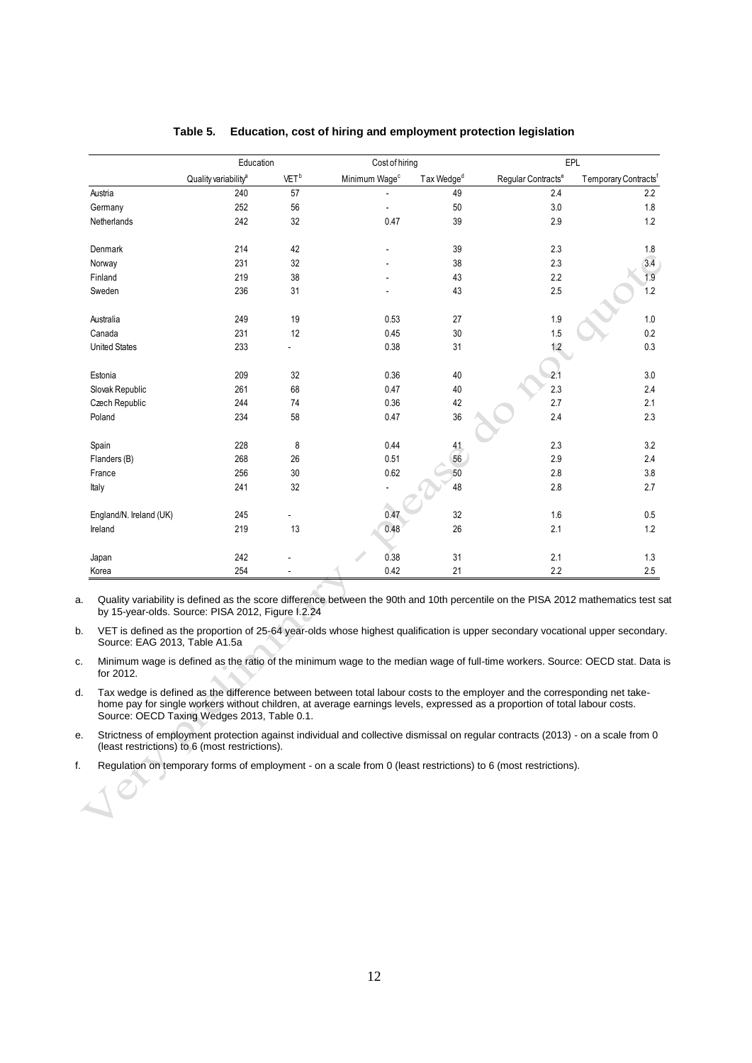**Table 5. Education, cost of hiring and employment protection legislation**

| | Education | | Cost of hiring | | EPL | |
|---|---|---|---|---|---|---|
| | Quality variability[a] | VET[b] | Minimum Wage[c] | Tax Wedge[d] | Regular Contracts[e] | Temporary Contracts[f] |
| Austria | 240 | 57 | - | 49 | 2.4 | 2.2 |
| Germany | 252 | 56 | - | 50 | 3.0 | 1.8 |
| Netherlands | 242 | 32 | 0.47 | 39 | 2.9 | 1.2 |
| Denmark | 214 | 42 | - | 39 | 2.3 | 1.8 |
| Norway | 231 | 32 | - | 38 | 2.3 | 3.4 |
| Finland | 219 | 38 | - | 43 | 2.2 | 1.9 |
| Sweden | 236 | 31 | - | 43 | 2.5 | 1.2 |
| Australia | 249 | 19 | 0.53 | 27 | 1.9 | 1.0 |
| Canada | 231 | 12 | 0.45 | 30 | 1.5 | 0.2 |
| United States | 233 | - | 0.38 | 31 | 1.2 | 0.3 |
| Estonia | 209 | 32 | 0.36 | 40 | 2.1 | 3.0 |
| Slovak Republic | 261 | 68 | 0.47 | 40 | 2.3 | 2.4 |
| Czech Republic | 244 | 74 | 0.36 | 42 | 2.7 | 2.1 |
| Poland | 234 | 58 | 0.47 | 36 | 2.4 | 2.3 |
| Spain | 228 | 8 | 0.44 | 41 | 2.3 | 3.2 |
| Flanders (B) | 268 | 26 | 0.51 | 56 | 2.9 | 2.4 |
| France | 256 | 30 | 0.62 | 50 | 2.8 | 3.8 |
| Italy | 241 | 32 | - | 48 | 2.8 | 2.7 |
| England/N. Ireland (UK) | 245 | - | 0.47 | 32 | 1.6 | 0.5 |
| Ireland | 219 | 13 | 0.48 | 26 | 2.1 | 1.2 |
| Japan | 242 | - | 0.38 | 31 | 2.1 | 1.3 |
| Korea | 254 | - | 0.42 | 21 | 2.2 | 2.5 |

a. Quality variability is defined as the score difference between the 90th and 10th percentile on the PISA 2012 mathematics test sat by 15-year-olds. Source: PISA 2012, Figure I.2.24

b. VET is defined as the proportion of 25-64 year-olds whose highest qualification is upper secondary vocational upper secondary. Source: EAG 2013, Table A1.5a

c. Minimum wage is defined as the ratio of the minimum wage to the median wage of full-time workers. Source: OECD stat. Data is for 2012.

d. Tax wedge is defined as the difference between between total labour costs to the employer and the corresponding net take-home pay for single workers without children, at average earnings levels, expressed as a proportion of total labour costs. Source: OECD Taxing Wedges 2013, Table 0.1.

e. Strictness of employment protection against individual and collective dismissal on regular contracts (2013) - on a scale from 0 (least restrictions) to 6 (most restrictions).

f. Regulation on temporary forms of employment - on a scale from 0 (least restrictions) to 6 (most restrictions).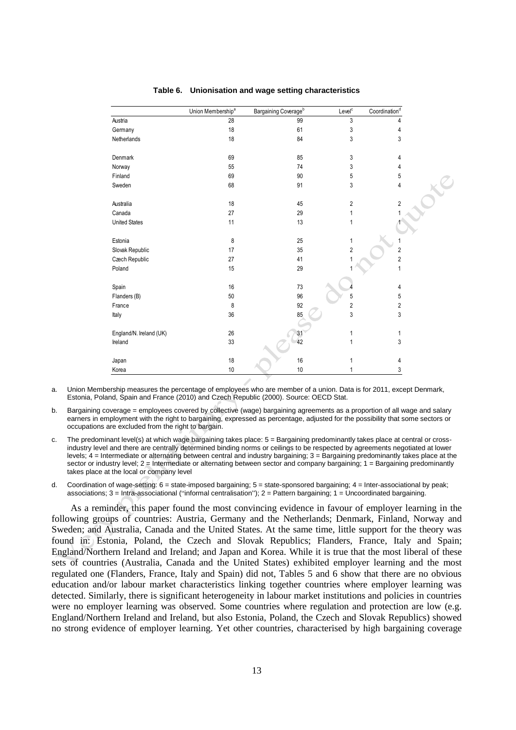**Table 6. Unionisation and wage setting characteristics**

| | Union Membership[a] | Bargaining Coverage[b] | Level[c] | Coordination[d] |
|---|---|---|---|---|
| Austria | 28 | 99 | 3 | 4 |
| Germany | 18 | 61 | 3 | 4 |
| Netherlands | 18 | 84 | 3 | 3 |
| | | | | |
| Denmark | 69 | 85 | 3 | 4 |
| Norway | 55 | 74 | 3 | 4 |
| Finland | 69 | 90 | 5 | 5 |
| Sweden | 68 | 91 | 3 | 4 |
| | | | | |
| Australia | 18 | 45 | 2 | 2 |
| Canada | 27 | 29 | 1 | 1 |
| United States | 11 | 13 | 1 | 1 |
| | | | | |
| Estonia | 8 | 25 | 1 | 1 |
| Slovak Republic | 17 | 35 | 2 | 2 |
| Czech Republic | 27 | 41 | 1 | 2 |
| Poland | 15 | 29 | 1 | 1 |
| | | | | |
| Spain | 16 | 73 | 4 | 4 |
| Flanders (B) | 50 | 96 | 5 | 5 |
| France | 8 | 92 | 2 | 2 |
| Italy | 36 | 85 | 3 | 3 |
| | | | | |
| England/N. Ireland (UK) | 26 | 31 | 1 | 1 |
| Ireland | 33 | 42 | 1 | 3 |
| | | | | |
| Japan | 18 | 16 | 1 | 4 |
| Korea | 10 | 10 | 1 | 3 |

a. Union Membership measures the percentage of employees who are member of a union. Data is for 2011, except Denmark, Estonia, Poland, Spain and France (2010) and Czech Republic (2000). Source: OECD Stat.

b. Bargaining coverage = employees covered by collective (wage) bargaining agreements as a proportion of all wage and salary earners in employment with the right to bargaining, expressed as percentage, adjusted for the possibility that some sectors or occupations are excluded from the right to bargain.

c. The predominant level(s) at which wage bargaining takes place: 5 = Bargaining predominantly takes place at central or cross-industry level and there are centrally determined binding norms or ceilings to be respected by agreements negotiated at lower levels; 4 = Intermediate or alternating between central and industry bargaining; 3 = Bargaining predominantly takes place at the sector or industry level; 2 = Intermediate or alternating between sector and company bargaining; 1 = Bargaining predominantly takes place at the local or company level

d. Coordination of wage-setting: 6 = state-imposed bargaining; 5 = state-sponsored bargaining; 4 = Inter-associational by peak; associations; 3 = Intra-associational ("informal centralisation"); 2 = Pattern bargaining; 1 = Uncoordinated bargaining.

As a reminder, this paper found the most convincing evidence in favour of employer learning in the following groups of countries: Austria, Germany and the Netherlands; Denmark, Finland, Norway and Sweden; and Australia, Canada and the United States. At the same time, little support for the theory was found in: Estonia, Poland, the Czech and Slovak Republics; Flanders, France, Italy and Spain; England/Northern Ireland and Ireland; and Japan and Korea. While it is true that the most liberal of these sets of countries (Australia, Canada and the United States) exhibited employer learning and the most regulated one (Flanders, France, Italy and Spain) did not, Tables 5 and 6 show that there are no obvious education and/or labour market characteristics linking together countries where employer learning was detected. Similarly, there is significant heterogeneity in labour market institutions and policies in countries were no employer learning was observed. Some countries where regulation and protection are low (e.g. England/Northern Ireland and Ireland, but also Estonia, Poland, the Czech and Slovak Republics) showed no strong evidence of employer learning. Yet other countries, characterised by high bargaining coverage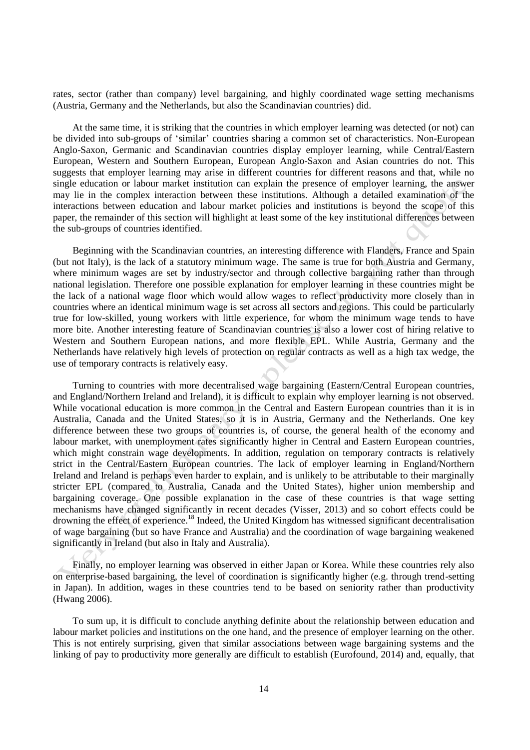rates, sector (rather than company) level bargaining, and highly coordinated wage setting mechanisms (Austria, Germany and the Netherlands, but also the Scandinavian countries) did.

At the same time, it is striking that the countries in which employer learning was detected (or not) can be divided into sub-groups of 'similar' countries sharing a common set of characteristics. Non-European Anglo-Saxon, Germanic and Scandinavian countries display employer learning, while Central/Eastern European, Western and Southern European, European Anglo-Saxon and Asian countries do not. This suggests that employer learning may arise in different countries for different reasons and that, while no single education or labour market institution can explain the presence of employer learning, the answer may lie in the complex interaction between these institutions. Although a detailed examination of the interactions between education and labour market policies and institutions is beyond the scope of this paper, the remainder of this section will highlight at least some of the key institutional differences between the sub-groups of countries identified.

Beginning with the Scandinavian countries, an interesting difference with Flanders, France and Spain (but not Italy), is the lack of a statutory minimum wage. The same is true for both Austria and Germany, where minimum wages are set by industry/sector and through collective bargaining rather than through national legislation. Therefore one possible explanation for employer learning in these countries might be the lack of a national wage floor which would allow wages to reflect productivity more closely than in countries where an identical minimum wage is set across all sectors and regions. This could be particularly true for low-skilled, young workers with little experience, for whom the minimum wage tends to have more bite. Another interesting feature of Scandinavian countries is also a lower cost of hiring relative to Western and Southern European nations, and more flexible EPL. While Austria, Germany and the Netherlands have relatively high levels of protection on regular contracts as well as a high tax wedge, the use of temporary contracts is relatively easy.

Turning to countries with more decentralised wage bargaining (Eastern/Central European countries, and England/Northern Ireland and Ireland), it is difficult to explain why employer learning is not observed. While vocational education is more common in the Central and Eastern European countries than it is in Australia, Canada and the United States, so it is in Austria, Germany and the Netherlands. One key difference between these two groups of countries is, of course, the general health of the economy and labour market, with unemployment rates significantly higher in Central and Eastern European countries, which might constrain wage developments. In addition, regulation on temporary contracts is relatively strict in the Central/Eastern European countries. The lack of employer learning in England/Northern Ireland and Ireland is perhaps even harder to explain, and is unlikely to be attributable to their marginally stricter EPL (compared to Australia, Canada and the United States), higher union membership and bargaining coverage. One possible explanation in the case of these countries is that wage setting mechanisms have changed significantly in recent decades (Visser, 2013) and so cohort effects could be drowning the effect of experience.[18] Indeed, the United Kingdom has witnessed significant decentralisation of wage bargaining (but so have France and Australia) and the coordination of wage bargaining weakened significantly in Ireland (but also in Italy and Australia).

Finally, no employer learning was observed in either Japan or Korea. While these countries rely also on enterprise-based bargaining, the level of coordination is significantly higher (e.g. through trend-setting in Japan). In addition, wages in these countries tend to be based on seniority rather than productivity (Hwang 2006).

To sum up, it is difficult to conclude anything definite about the relationship between education and labour market policies and institutions on the one hand, and the presence of employer learning on the other. This is not entirely surprising, given that similar associations between wage bargaining systems and the linking of pay to productivity more generally are difficult to establish (Eurofound, 2014) and, equally, that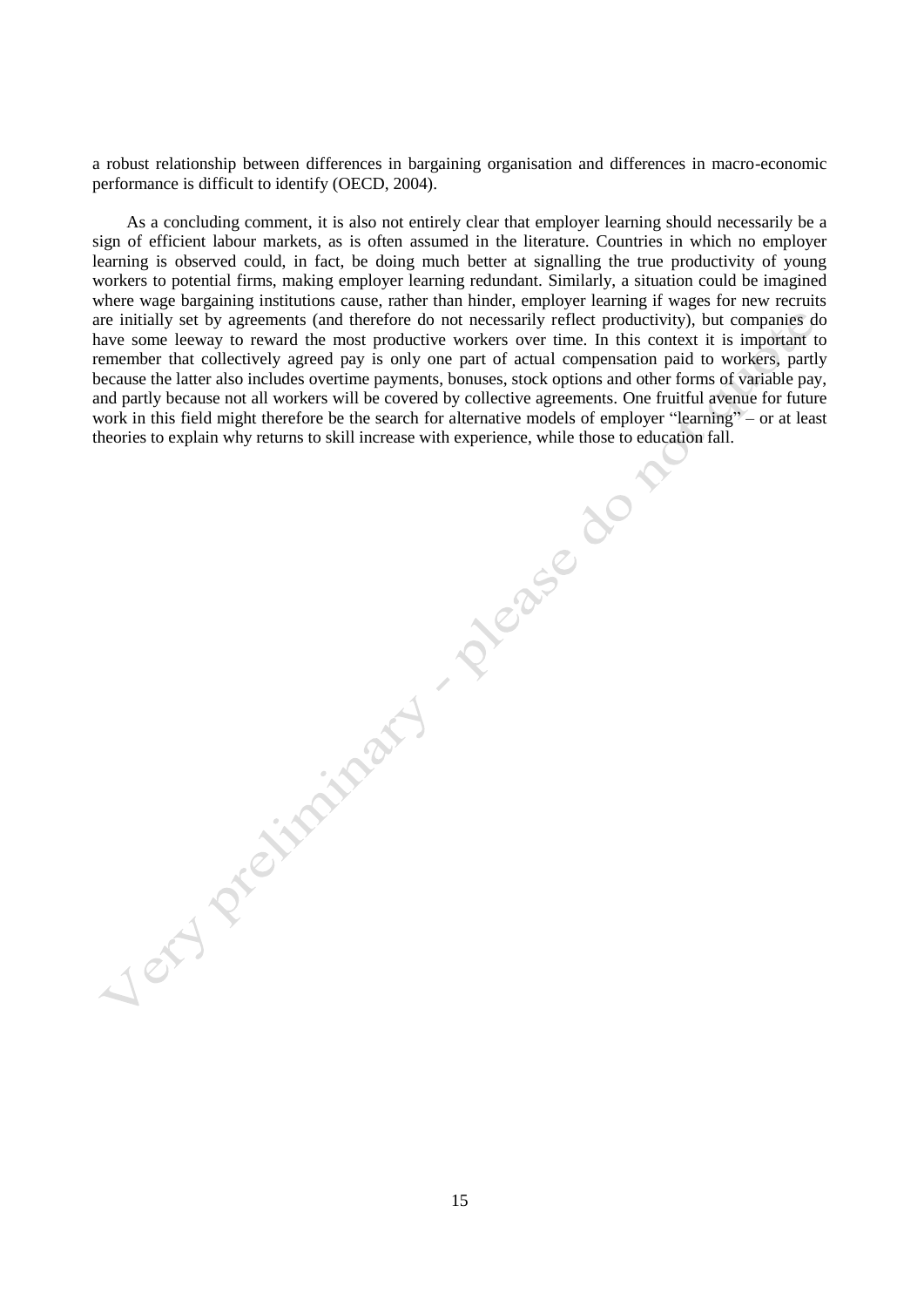a robust relationship between differences in bargaining organisation and differences in macro-economic performance is difficult to identify (OECD, 2004).

As a concluding comment, it is also not entirely clear that employer learning should necessarily be a sign of efficient labour markets, as is often assumed in the literature. Countries in which no employer learning is observed could, in fact, be doing much better at signalling the true productivity of young workers to potential firms, making employer learning redundant. Similarly, a situation could be imagined where wage bargaining institutions cause, rather than hinder, employer learning if wages for new recruits are initially set by agreements (and therefore do not necessarily reflect productivity), but companies do have some leeway to reward the most productive workers over time. In this context it is important to remember that collectively agreed pay is only one part of actual compensation paid to workers, partly because the latter also includes overtime payments, bonuses, stock options and other forms of variable pay, and partly because not all workers will be covered by collective agreements. One fruitful avenue for future work in this field might therefore be the search for alternative models of employer "learning" – or at least theories to explain why returns to skill increase with experience, while those to education fall.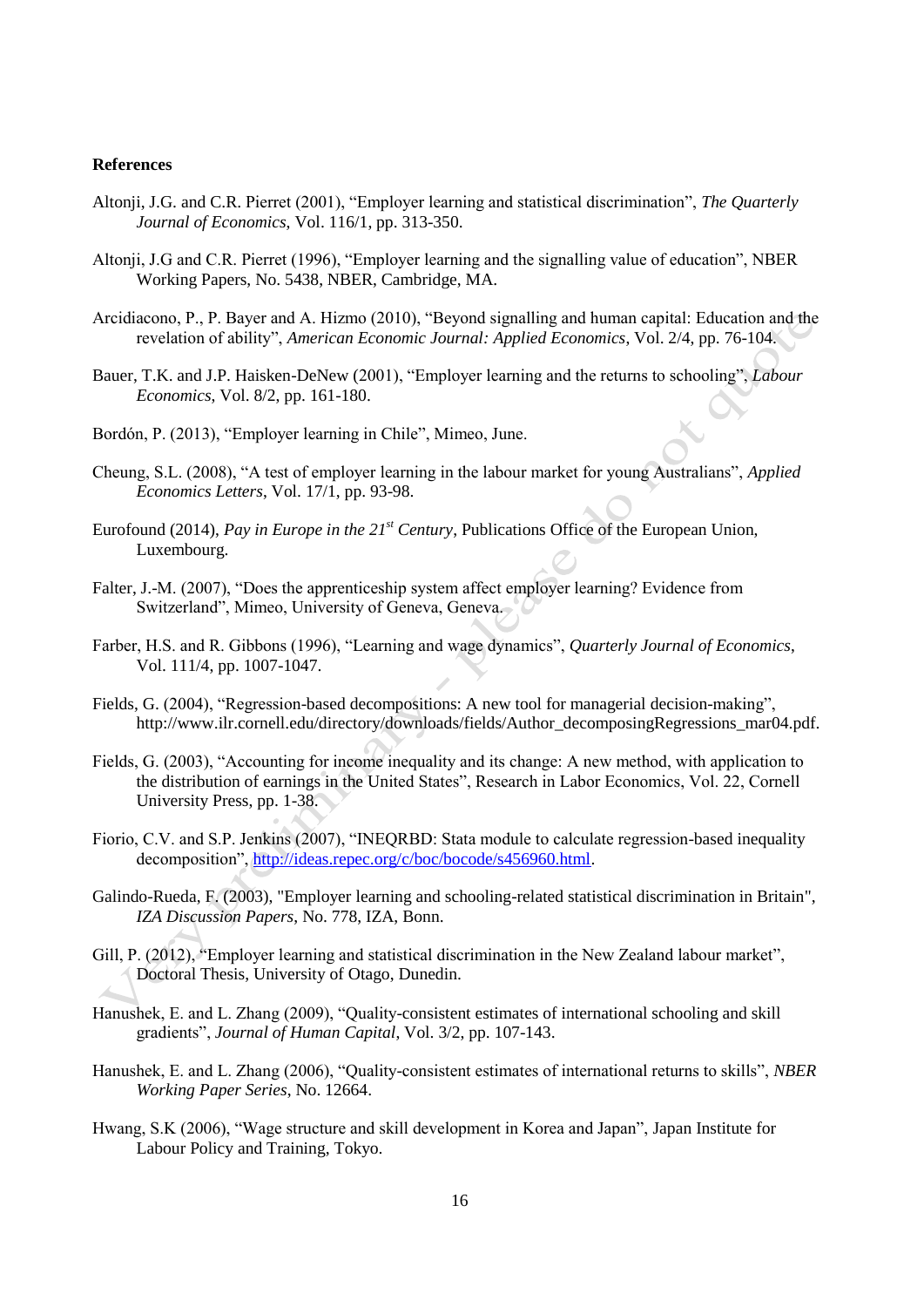**References**

Altonji, J.G. and C.R. Pierret (2001), "Employer learning and statistical discrimination", *The Quarterly Journal of Economics*, Vol. 116/1, pp. 313-350.

Altonji, J.G and C.R. Pierret (1996), "Employer learning and the signalling value of education", NBER Working Papers, No. 5438, NBER, Cambridge, MA.

Arcidiacono, P., P. Bayer and A. Hizmo (2010), "Beyond signalling and human capital: Education and the revelation of ability", *American Economic Journal: Applied Economics*, Vol. 2/4, pp. 76-104.

Bauer, T.K. and J.P. Haisken-DeNew (2001), "Employer learning and the returns to schooling", *Labour Economics*, Vol. 8/2, pp. 161-180.

Bordón, P. (2013), "Employer learning in Chile", Mimeo, June.

Cheung, S.L. (2008), "A test of employer learning in the labour market for young Australians", *Applied Economics Letters*, Vol. 17/1, pp. 93-98.

Eurofound (2014), *Pay in Europe in the 21st Century*, Publications Office of the European Union, Luxembourg.

Falter, J.-M. (2007), "Does the apprenticeship system affect employer learning? Evidence from Switzerland", Mimeo, University of Geneva, Geneva.

Farber, H.S. and R. Gibbons (1996), "Learning and wage dynamics", *Quarterly Journal of Economics*, Vol. 111/4, pp. 1007-1047.

Fields, G. (2004), "Regression-based decompositions: A new tool for managerial decision-making", http://www.ilr.cornell.edu/directory/downloads/fields/Author_decomposingRegressions_mar04.pdf.

Fields, G. (2003), "Accounting for income inequality and its change: A new method, with application to the distribution of earnings in the United States", Research in Labor Economics, Vol. 22, Cornell University Press, pp. 1-38.

Fiorio, C.V. and S.P. Jenkins (2007), "INEQRBD: Stata module to calculate regression-based inequality decomposition", http://ideas.repec.org/c/boc/bocode/s456960.html.

Galindo-Rueda, F. (2003), "Employer learning and schooling-related statistical discrimination in Britain", *IZA Discussion Papers*, No. 778, IZA, Bonn.

Gill, P. (2012), "Employer learning and statistical discrimination in the New Zealand labour market", Doctoral Thesis, University of Otago, Dunedin.

Hanushek, E. and L. Zhang (2009), "Quality-consistent estimates of international schooling and skill gradients", *Journal of Human Capital*, Vol. 3/2, pp. 107-143.

Hanushek, E. and L. Zhang (2006), "Quality-consistent estimates of international returns to skills", *NBER Working Paper Series*, No. 12664.

Hwang, S.K (2006), "Wage structure and skill development in Korea and Japan", Japan Institute for Labour Policy and Training, Tokyo.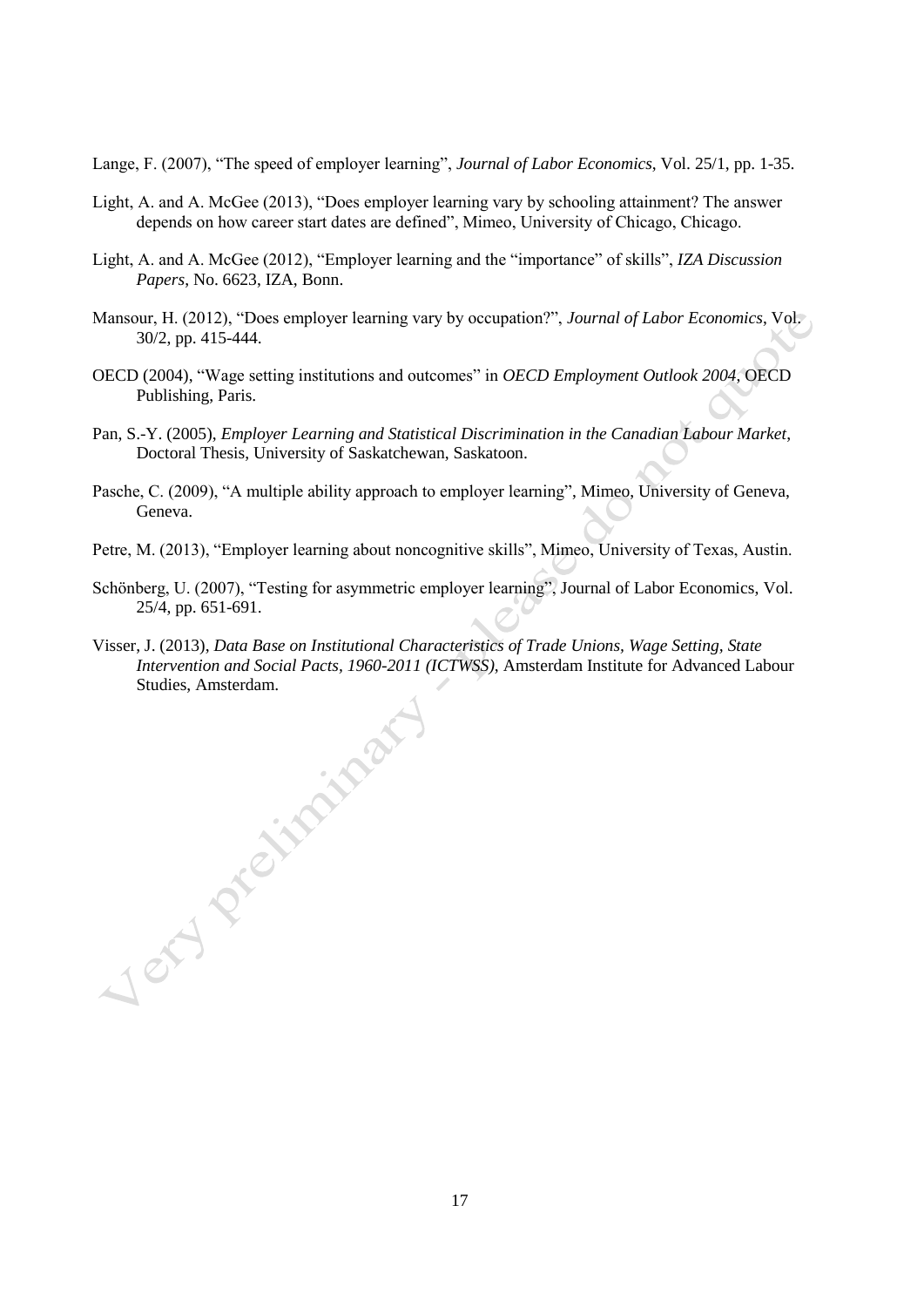Lange, F. (2007), "The speed of employer learning", *Journal of Labor Economics*, Vol. 25/1, pp. 1-35.

Light, A. and A. McGee (2013), "Does employer learning vary by schooling attainment? The answer depends on how career start dates are defined", Mimeo, University of Chicago, Chicago.

Light, A. and A. McGee (2012), "Employer learning and the "importance" of skills", *IZA Discussion Papers*, No. 6623, IZA, Bonn.

Mansour, H. (2012), "Does employer learning vary by occupation?", *Journal of Labor Economics*, Vol. 30/2, pp. 415-444.

OECD (2004), "Wage setting institutions and outcomes" in *OECD Employment Outlook 2004*, OECD Publishing, Paris.

Pan, S.-Y. (2005), *Employer Learning and Statistical Discrimination in the Canadian Labour Market*, Doctoral Thesis, University of Saskatchewan, Saskatoon.

Pasche, C. (2009), "A multiple ability approach to employer learning", Mimeo, University of Geneva, Geneva.

Petre, M. (2013), "Employer learning about noncognitive skills", Mimeo, University of Texas, Austin.

Schönberg, U. (2007), "Testing for asymmetric employer learning", Journal of Labor Economics, Vol. 25/4, pp. 651-691.

Visser, J. (2013), *Data Base on Institutional Characteristics of Trade Unions, Wage Setting, State Intervention and Social Pacts, 1960-2011 (ICTWSS)*, Amsterdam Institute for Advanced Labour Studies, Amsterdam.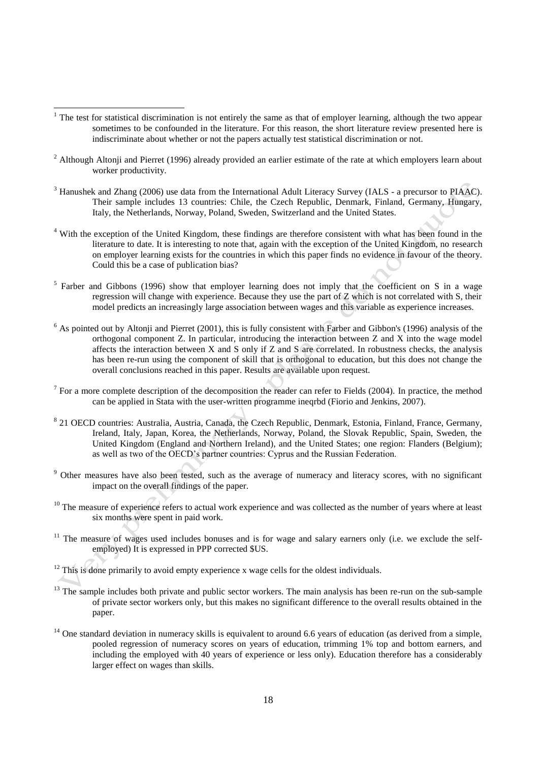[1] The test for statistical discrimination is not entirely the same as that of employer learning, although the two appear sometimes to be confounded in the literature. For this reason, the short literature review presented here is indiscriminate about whether or not the papers actually test statistical discrimination or not.

[2] Although Altonji and Pierret (1996) already provided an earlier estimate of the rate at which employers learn about worker productivity.

[3] Hanushek and Zhang (2006) use data from the International Adult Literacy Survey (IALS - a precursor to PIAAC). Their sample includes 13 countries: Chile, the Czech Republic, Denmark, Finland, Germany, Hungary, Italy, the Netherlands, Norway, Poland, Sweden, Switzerland and the United States.

[4] With the exception of the United Kingdom, these findings are therefore consistent with what has been found in the literature to date. It is interesting to note that, again with the exception of the United Kingdom, no research on employer learning exists for the countries in which this paper finds no evidence in favour of the theory. Could this be a case of publication bias?

[5] Farber and Gibbons (1996) show that employer learning does not imply that the coefficient on S in a wage regression will change with experience. Because they use the part of Z which is not correlated with S, their model predicts an increasingly large association between wages and this variable as experience increases.

[6] As pointed out by Altonji and Pierret (2001), this is fully consistent with Farber and Gibbon's (1996) analysis of the orthogonal component Z. In particular, introducing the interaction between Z and X into the wage model affects the interaction between X and S only if Z and S are correlated. In robustness checks, the analysis has been re-run using the component of skill that is orthogonal to education, but this does not change the overall conclusions reached in this paper. Results are available upon request.

[7] For a more complete description of the decomposition the reader can refer to Fields (2004). In practice, the method can be applied in Stata with the user-written programme ineqrbd (Fiorio and Jenkins, 2007).

[8] 21 OECD countries: Australia, Austria, Canada, the Czech Republic, Denmark, Estonia, Finland, France, Germany, Ireland, Italy, Japan, Korea, the Netherlands, Norway, Poland, the Slovak Republic, Spain, Sweden, the United Kingdom (England and Northern Ireland), and the United States; one region: Flanders (Belgium); as well as two of the OECD's partner countries: Cyprus and the Russian Federation.

[9] Other measures have also been tested, such as the average of numeracy and literacy scores, with no significant impact on the overall findings of the paper.

[10] The measure of experience refers to actual work experience and was collected as the number of years where at least six months were spent in paid work.

[11] The measure of wages used includes bonuses and is for wage and salary earners only (i.e. we exclude the self-employed) It is expressed in PPP corrected $US.

[12] This is done primarily to avoid empty experience x wage cells for the oldest individuals.

[13] The sample includes both private and public sector workers. The main analysis has been re-run on the sub-sample of private sector workers only, but this makes no significant difference to the overall results obtained in the paper.

[14] One standard deviation in numeracy skills is equivalent to around 6.6 years of education (as derived from a simple, pooled regression of numeracy scores on years of education, trimming 1% top and bottom earners, and including the employed with 40 years of experience or less only). Education therefore has a considerably larger effect on wages than skills.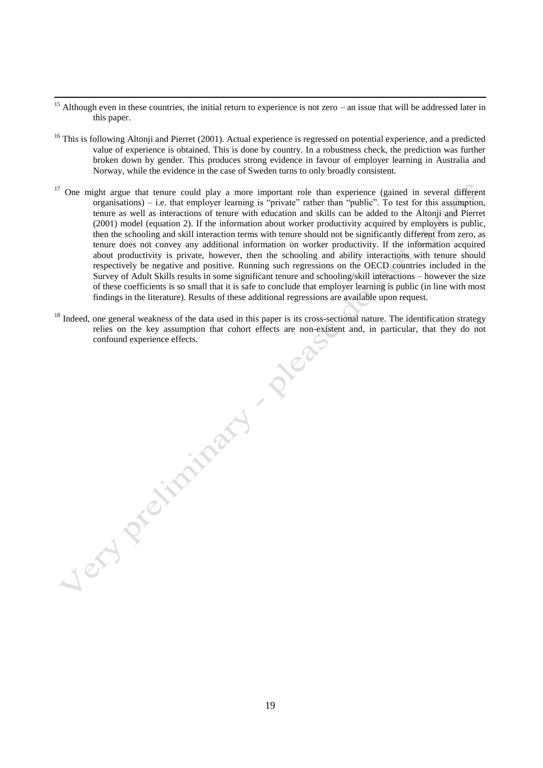[15] Although even in these countries, the initial return to experience is not zero – an issue that will be addressed later in this paper.

[16] This is following Altonji and Pierret (2001). Actual experience is regressed on potential experience, and a predicted value of experience is obtained. This is done by country. In a robustness check, the prediction was further broken down by gender. This produces strong evidence in favour of employer learning in Australia and Norway, while the evidence in the case of Sweden turns to only broadly consistent.

[17] One might argue that tenure could play a more important role than experience (gained in several different organisations) – i.e. that employer learning is "private" rather than "public". To test for this assumption, tenure as well as interactions of tenure with education and skills can be added to the Altonji and Pierret (2001) model (equation 2). If the information about worker productivity acquired by employers is public, then the schooling and skill interaction terms with tenure should not be significantly different from zero, as tenure does not convey any additional information on worker productivity. If the information acquired about productivity is private, however, then the schooling and ability interactions with tenure should respectively be negative and positive. Running such regressions on the OECD countries included in the Survey of Adult Skills results in some significant tenure and schooling/skill interactions – however the size of these coefficients is so small that it is safe to conclude that employer learning is public (in line with most findings in the literature). Results of these additional regressions are available upon request.

[18] Indeed, one general weakness of the data used in this paper is its cross-sectional nature. The identification strategy relies on the key assumption that cohort effects are non-existent and, in particular, that they do not confound experience effects.